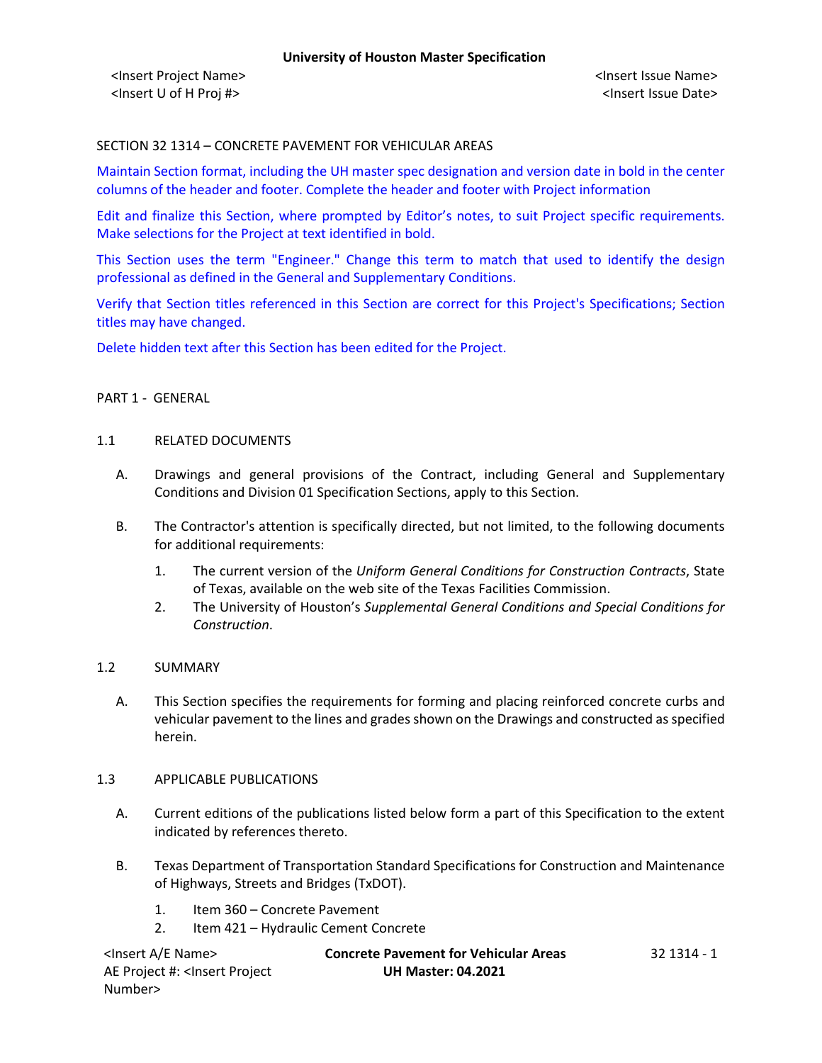# SECTION 32 1314 – CONCRETE PAVEMENT FOR VEHICULAR AREAS

Maintain Section format, including the UH master spec designation and version date in bold in the center columns of the header and footer. Complete the header and footer with Project information

Edit and finalize this Section, where prompted by Editor's notes, to suit Project specific requirements. Make selections for the Project at text identified in bold.

This Section uses the term "Engineer." Change this term to match that used to identify the design professional as defined in the General and Supplementary Conditions.

Verify that Section titles referenced in this Section are correct for this Project's Specifications; Section titles may have changed.

Delete hidden text after this Section has been edited for the Project.

## PART 1 - GENERAL

### 1.1 RELATED DOCUMENTS

A. Drawings and general provisions of the Contract, including General and Supplementary Conditions and Division 01 Specification Sections, apply to this Section.

B. The Contractor's attention is specifically directed, but not limited, to the following documents for additional requirements:

1. The current version of the *Uniform General Conditions for Construction Contracts*, State of Texas, available on the web site of the Texas Facilities Commission.
2. The University of Houston's *Supplemental General Conditions and Special Conditions for Construction*.

### 1.2 SUMMARY

A. This Section specifies the requirements for forming and placing reinforced concrete curbs and vehicular pavement to the lines and grades shown on the Drawings and constructed as specified herein.

### 1.3 APPLICABLE PUBLICATIONS

A. Current editions of the publications listed below form a part of this Specification to the extent indicated by references thereto.

B. Texas Department of Transportation Standard Specifications for Construction and Maintenance of Highways, Streets and Bridges (TxDOT).

1. Item 360 – Concrete Pavement
2. Item 421 – Hydraulic Cement Concrete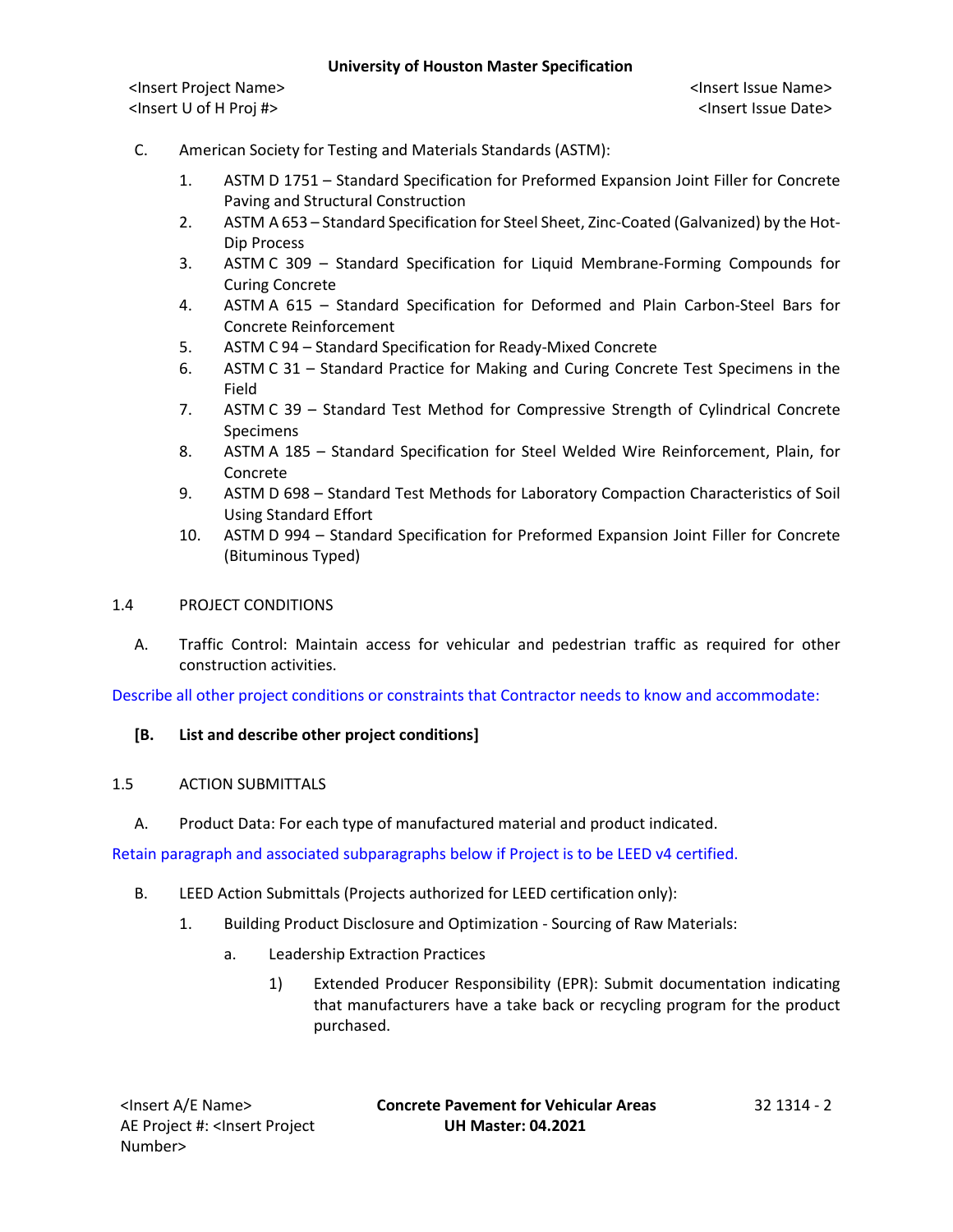C. American Society for Testing and Materials Standards (ASTM):

1. ASTM D 1751 – Standard Specification for Preformed Expansion Joint Filler for Concrete Paving and Structural Construction
2. ASTM A 653 – Standard Specification for Steel Sheet, Zinc-Coated (Galvanized) by the Hot-Dip Process
3. ASTM C 309 – Standard Specification for Liquid Membrane-Forming Compounds for Curing Concrete
4. ASTM A 615 – Standard Specification for Deformed and Plain Carbon-Steel Bars for Concrete Reinforcement
5. ASTM C 94 – Standard Specification for Ready-Mixed Concrete
6. ASTM C 31 – Standard Practice for Making and Curing Concrete Test Specimens in the Field
7. ASTM C 39 – Standard Test Method for Compressive Strength of Cylindrical Concrete Specimens
8. ASTM A 185 – Standard Specification for Steel Welded Wire Reinforcement, Plain, for Concrete
9. ASTM D 698 – Standard Test Methods for Laboratory Compaction Characteristics of Soil Using Standard Effort
10. ASTM D 994 – Standard Specification for Preformed Expansion Joint Filler for Concrete (Bituminous Typed)

## 1.4 PROJECT CONDITIONS

A. Traffic Control: Maintain access for vehicular and pedestrian traffic as required for other construction activities.

Describe all other project conditions or constraints that Contractor needs to know and accommodate:

**[B. List and describe other project conditions]**

## 1.5 ACTION SUBMITTALS

A. Product Data: For each type of manufactured material and product indicated.

Retain paragraph and associated subparagraphs below if Project is to be LEED v4 certified.

B. LEED Action Submittals (Projects authorized for LEED certification only):

1. Building Product Disclosure and Optimization - Sourcing of Raw Materials:
   a. Leadership Extraction Practices
      1) Extended Producer Responsibility (EPR): Submit documentation indicating that manufacturers have a take back or recycling program for the product purchased.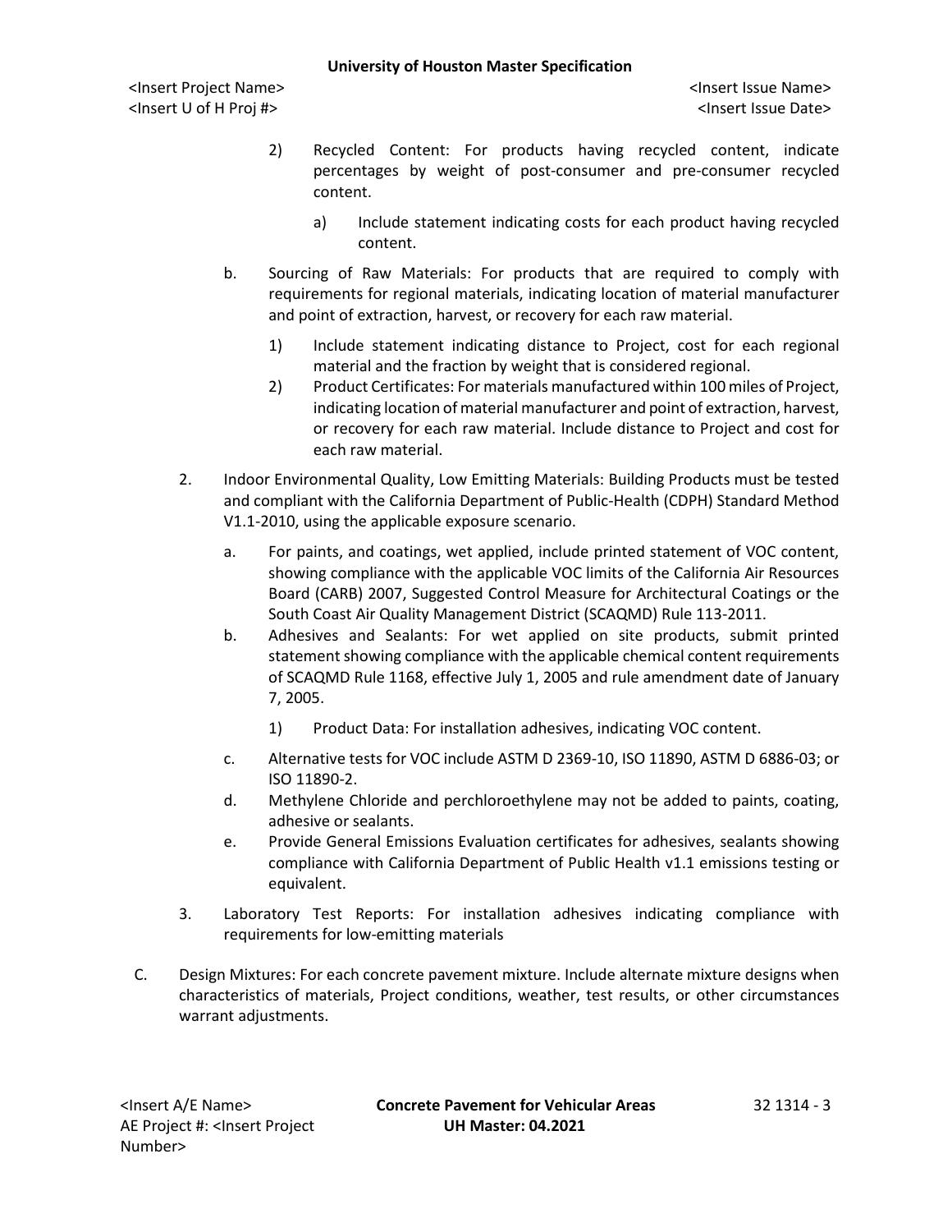2) Recycled Content: For products having recycled content, indicate percentages by weight of post-consumer and pre-consumer recycled content.

   a) Include statement indicating costs for each product having recycled content.

b. Sourcing of Raw Materials: For products that are required to comply with requirements for regional materials, indicating location of material manufacturer and point of extraction, harvest, or recovery for each raw material.

   1) Include statement indicating distance to Project, cost for each regional material and the fraction by weight that is considered regional.
   2) Product Certificates: For materials manufactured within 100 miles of Project, indicating location of material manufacturer and point of extraction, harvest, or recovery for each raw material. Include distance to Project and cost for each raw material.

2. Indoor Environmental Quality, Low Emitting Materials: Building Products must be tested and compliant with the California Department of Public-Health (CDPH) Standard Method V1.1-2010, using the applicable exposure scenario.

   a. For paints, and coatings, wet applied, include printed statement of VOC content, showing compliance with the applicable VOC limits of the California Air Resources Board (CARB) 2007, Suggested Control Measure for Architectural Coatings or the South Coast Air Quality Management District (SCAQMD) Rule 113-2011.
   b. Adhesives and Sealants: For wet applied on site products, submit printed statement showing compliance with the applicable chemical content requirements of SCAQMD Rule 1168, effective July 1, 2005 and rule amendment date of January 7, 2005.

      1) Product Data: For installation adhesives, indicating VOC content.

   c. Alternative tests for VOC include ASTM D 2369-10, ISO 11890, ASTM D 6886-03; or ISO 11890-2.
   d. Methylene Chloride and perchloroethylene may not be added to paints, coating, adhesive or sealants.
   e. Provide General Emissions Evaluation certificates for adhesives, sealants showing compliance with California Department of Public Health v1.1 emissions testing or equivalent.

3. Laboratory Test Reports: For installation adhesives indicating compliance with requirements for low-emitting materials

C. Design Mixtures: For each concrete pavement mixture. Include alternate mixture designs when characteristics of materials, Project conditions, weather, test results, or other circumstances warrant adjustments.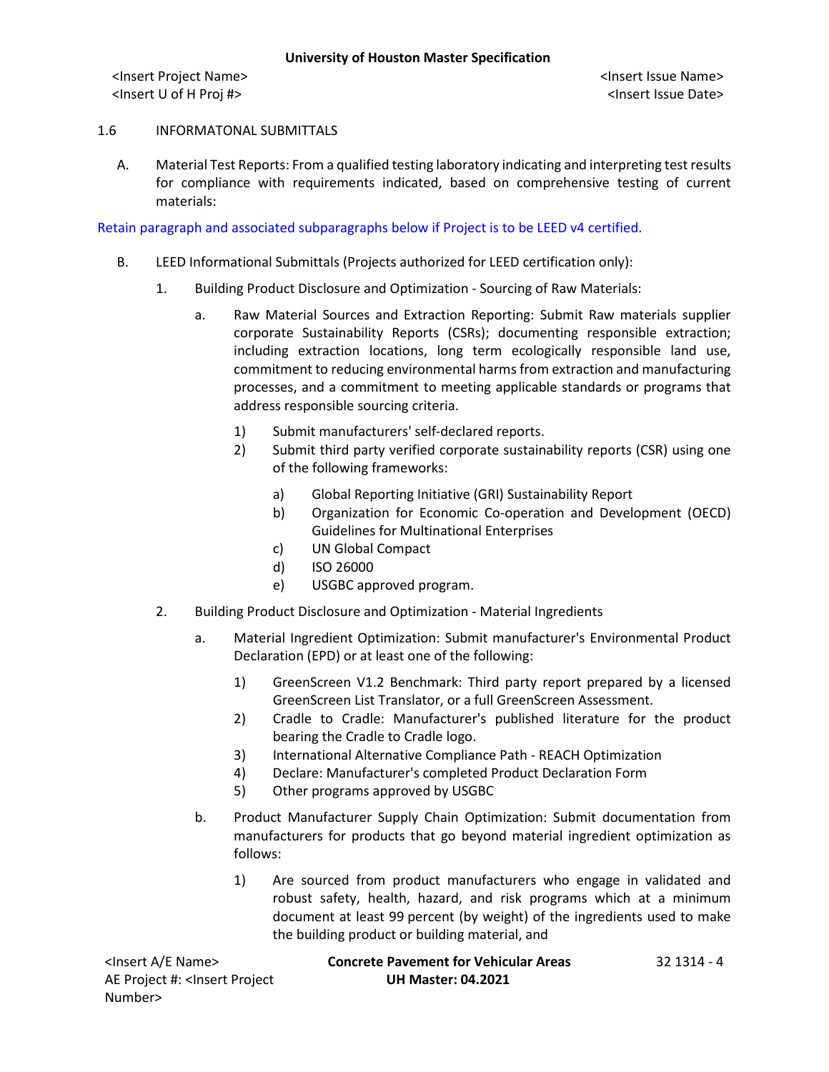1.6 INFORMATONAL SUBMITTALS

A. Material Test Reports: From a qualified testing laboratory indicating and interpreting test results for compliance with requirements indicated, based on comprehensive testing of current materials:

Retain paragraph and associated subparagraphs below if Project is to be LEED v4 certified.

B. LEED Informational Submittals (Projects authorized for LEED certification only):

1. Building Product Disclosure and Optimization - Sourcing of Raw Materials:

   a. Raw Material Sources and Extraction Reporting: Submit Raw materials supplier corporate Sustainability Reports (CSRs); documenting responsible extraction; including extraction locations, long term ecologically responsible land use, commitment to reducing environmental harms from extraction and manufacturing processes, and a commitment to meeting applicable standards or programs that address responsible sourcing criteria.

      1) Submit manufacturers' self-declared reports.
      2) Submit third party verified corporate sustainability reports (CSR) using one of the following frameworks:

         a) Global Reporting Initiative (GRI) Sustainability Report
         b) Organization for Economic Co-operation and Development (OECD) Guidelines for Multinational Enterprises
         c) UN Global Compact
         d) ISO 26000
         e) USGBC approved program.

2. Building Product Disclosure and Optimization - Material Ingredients

   a. Material Ingredient Optimization: Submit manufacturer's Environmental Product Declaration (EPD) or at least one of the following:

      1) GreenScreen V1.2 Benchmark: Third party report prepared by a licensed GreenScreen List Translator, or a full GreenScreen Assessment.
      2) Cradle to Cradle: Manufacturer's published literature for the product bearing the Cradle to Cradle logo.
      3) International Alternative Compliance Path - REACH Optimization
      4) Declare: Manufacturer's completed Product Declaration Form
      5) Other programs approved by USGBC

   b. Product Manufacturer Supply Chain Optimization: Submit documentation from manufacturers for products that go beyond material ingredient optimization as follows:

      1) Are sourced from product manufacturers who engage in validated and robust safety, health, hazard, and risk programs which at a minimum document at least 99 percent (by weight) of the ingredients used to make the building product or building material, and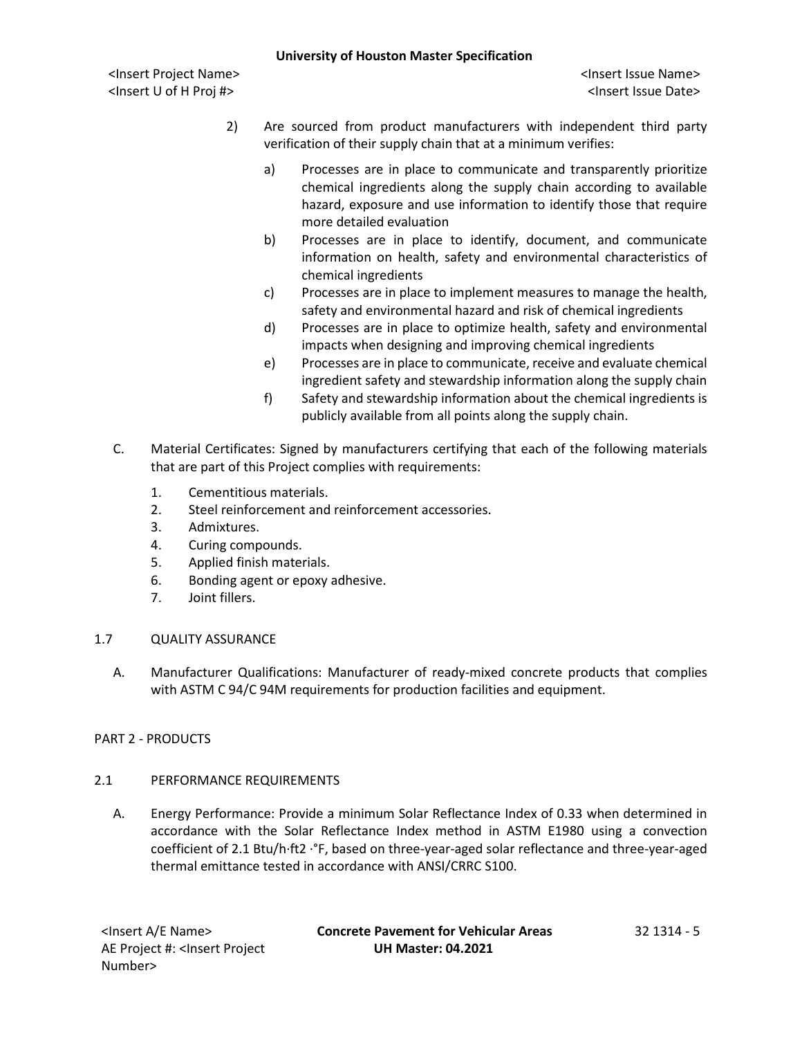2) Are sourced from product manufacturers with independent third party verification of their supply chain that at a minimum verifies:

   a) Processes are in place to communicate and transparently prioritize chemical ingredients along the supply chain according to available hazard, exposure and use information to identify those that require more detailed evaluation
   b) Processes are in place to identify, document, and communicate information on health, safety and environmental characteristics of chemical ingredients
   c) Processes are in place to implement measures to manage the health, safety and environmental hazard and risk of chemical ingredients
   d) Processes are in place to optimize health, safety and environmental impacts when designing and improving chemical ingredients
   e) Processes are in place to communicate, receive and evaluate chemical ingredient safety and stewardship information along the supply chain
   f) Safety and stewardship information about the chemical ingredients is publicly available from all points along the supply chain.

C. Material Certificates: Signed by manufacturers certifying that each of the following materials that are part of this Project complies with requirements:

1. Cementitious materials.
2. Steel reinforcement and reinforcement accessories.
3. Admixtures.
4. Curing compounds.
5. Applied finish materials.
6. Bonding agent or epoxy adhesive.
7. Joint fillers.

## 1.7 QUALITY ASSURANCE

A. Manufacturer Qualifications: Manufacturer of ready-mixed concrete products that complies with ASTM C 94/C 94M requirements for production facilities and equipment.

# PART 2 - PRODUCTS

## 2.1 PERFORMANCE REQUIREMENTS

A. Energy Performance: Provide a minimum Solar Reflectance Index of 0.33 when determined in accordance with the Solar Reflectance Index method in ASTM E1980 using a convection coefficient of 2.1 Btu/h·ft2 ·°F, based on three-year-aged solar reflectance and three-year-aged thermal emittance tested in accordance with ANSI/CRRC S100.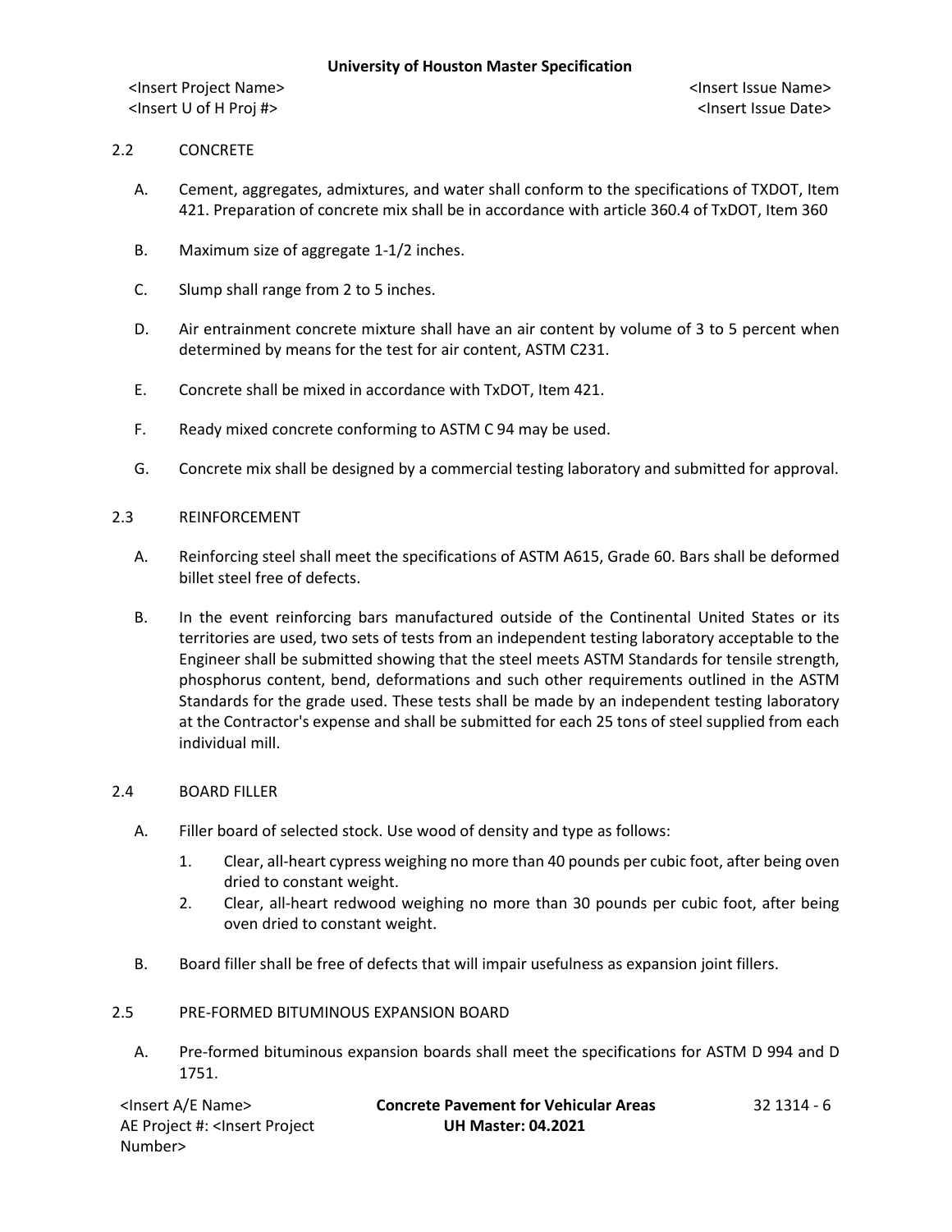## 2.2 CONCRETE

A. Cement, aggregates, admixtures, and water shall conform to the specifications of TXDOT, Item 421. Preparation of concrete mix shall be in accordance with article 360.4 of TxDOT, Item 360

B. Maximum size of aggregate 1-1/2 inches.

C. Slump shall range from 2 to 5 inches.

D. Air entrainment concrete mixture shall have an air content by volume of 3 to 5 percent when determined by means for the test for air content, ASTM C231.

E. Concrete shall be mixed in accordance with TxDOT, Item 421.

F. Ready mixed concrete conforming to ASTM C 94 may be used.

G. Concrete mix shall be designed by a commercial testing laboratory and submitted for approval.

## 2.3 REINFORCEMENT

A. Reinforcing steel shall meet the specifications of ASTM A615, Grade 60. Bars shall be deformed billet steel free of defects.

B. In the event reinforcing bars manufactured outside of the Continental United States or its territories are used, two sets of tests from an independent testing laboratory acceptable to the Engineer shall be submitted showing that the steel meets ASTM Standards for tensile strength, phosphorus content, bend, deformations and such other requirements outlined in the ASTM Standards for the grade used. These tests shall be made by an independent testing laboratory at the Contractor's expense and shall be submitted for each 25 tons of steel supplied from each individual mill.

## 2.4 BOARD FILLER

A. Filler board of selected stock. Use wood of density and type as follows:

   1. Clear, all-heart cypress weighing no more than 40 pounds per cubic foot, after being oven dried to constant weight.
   2. Clear, all-heart redwood weighing no more than 30 pounds per cubic foot, after being oven dried to constant weight.

B. Board filler shall be free of defects that will impair usefulness as expansion joint fillers.

## 2.5 PRE-FORMED BITUMINOUS EXPANSION BOARD

A. Pre-formed bituminous expansion boards shall meet the specifications for ASTM D 994 and D 1751.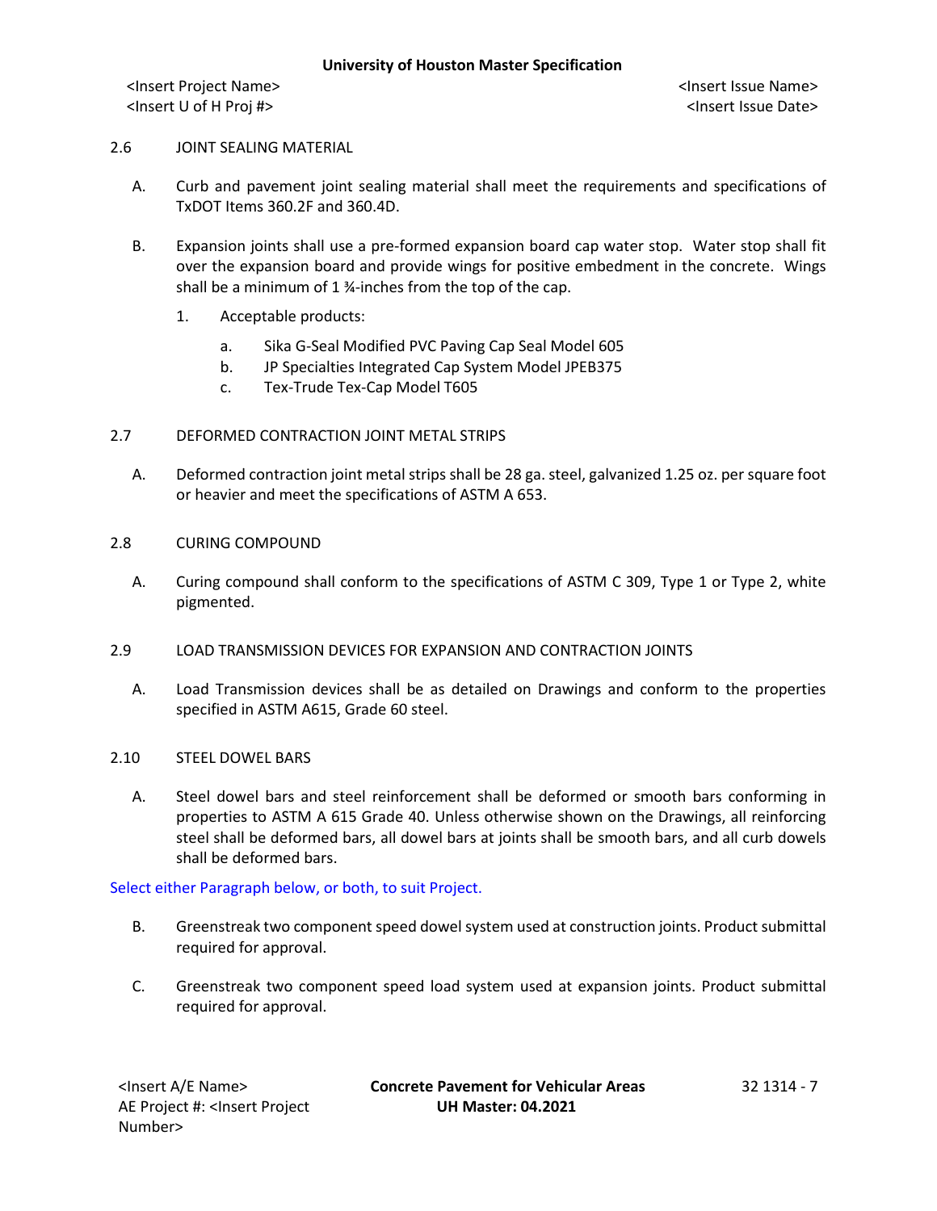## 2.6 JOINT SEALING MATERIAL

A. Curb and pavement joint sealing material shall meet the requirements and specifications of TxDOT Items 360.2F and 360.4D.

B. Expansion joints shall use a pre-formed expansion board cap water stop. Water stop shall fit over the expansion board and provide wings for positive embedment in the concrete. Wings shall be a minimum of 1 ¾-inches from the top of the cap.

   1. Acceptable products:

      a. Sika G-Seal Modified PVC Paving Cap Seal Model 605
      b. JP Specialties Integrated Cap System Model JPEB375
      c. Tex-Trude Tex-Cap Model T605

## 2.7 DEFORMED CONTRACTION JOINT METAL STRIPS

A. Deformed contraction joint metal strips shall be 28 ga. steel, galvanized 1.25 oz. per square foot or heavier and meet the specifications of ASTM A 653.

## 2.8 CURING COMPOUND

A. Curing compound shall conform to the specifications of ASTM C 309, Type 1 or Type 2, white pigmented.

## 2.9 LOAD TRANSMISSION DEVICES FOR EXPANSION AND CONTRACTION JOINTS

A. Load Transmission devices shall be as detailed on Drawings and conform to the properties specified in ASTM A615, Grade 60 steel.

## 2.10 STEEL DOWEL BARS

A. Steel dowel bars and steel reinforcement shall be deformed or smooth bars conforming in properties to ASTM A 615 Grade 40. Unless otherwise shown on the Drawings, all reinforcing steel shall be deformed bars, all dowel bars at joints shall be smooth bars, and all curb dowels shall be deformed bars.

Select either Paragraph below, or both, to suit Project.

B. Greenstreak two component speed dowel system used at construction joints. Product submittal required for approval.

C. Greenstreak two component speed load system used at expansion joints. Product submittal required for approval.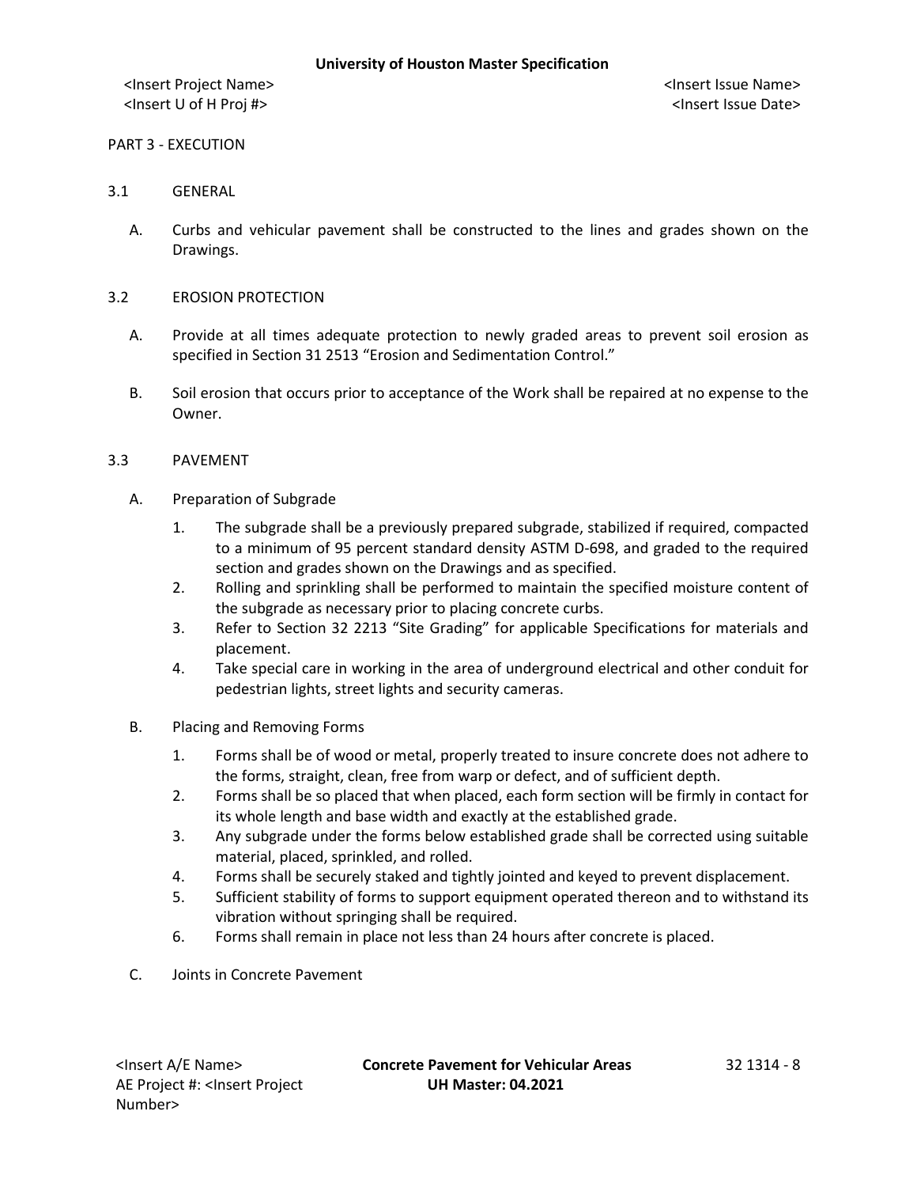PART 3 - EXECUTION

3.1 GENERAL

A. Curbs and vehicular pavement shall be constructed to the lines and grades shown on the Drawings.

3.2 EROSION PROTECTION

A. Provide at all times adequate protection to newly graded areas to prevent soil erosion as specified in Section 31 2513 “Erosion and Sedimentation Control.”

B. Soil erosion that occurs prior to acceptance of the Work shall be repaired at no expense to the Owner.

3.3 PAVEMENT

A. Preparation of Subgrade

1. The subgrade shall be a previously prepared subgrade, stabilized if required, compacted to a minimum of 95 percent standard density ASTM D-698, and graded to the required section and grades shown on the Drawings and as specified.
2. Rolling and sprinkling shall be performed to maintain the specified moisture content of the subgrade as necessary prior to placing concrete curbs.
3. Refer to Section 32 2213 “Site Grading” for applicable Specifications for materials and placement.
4. Take special care in working in the area of underground electrical and other conduit for pedestrian lights, street lights and security cameras.

B. Placing and Removing Forms

1. Forms shall be of wood or metal, properly treated to insure concrete does not adhere to the forms, straight, clean, free from warp or defect, and of sufficient depth.
2. Forms shall be so placed that when placed, each form section will be firmly in contact for its whole length and base width and exactly at the established grade.
3. Any subgrade under the forms below established grade shall be corrected using suitable material, placed, sprinkled, and rolled.
4. Forms shall be securely staked and tightly jointed and keyed to prevent displacement.
5. Sufficient stability of forms to support equipment operated thereon and to withstand its vibration without springing shall be required.
6. Forms shall remain in place not less than 24 hours after concrete is placed.

C. Joints in Concrete Pavement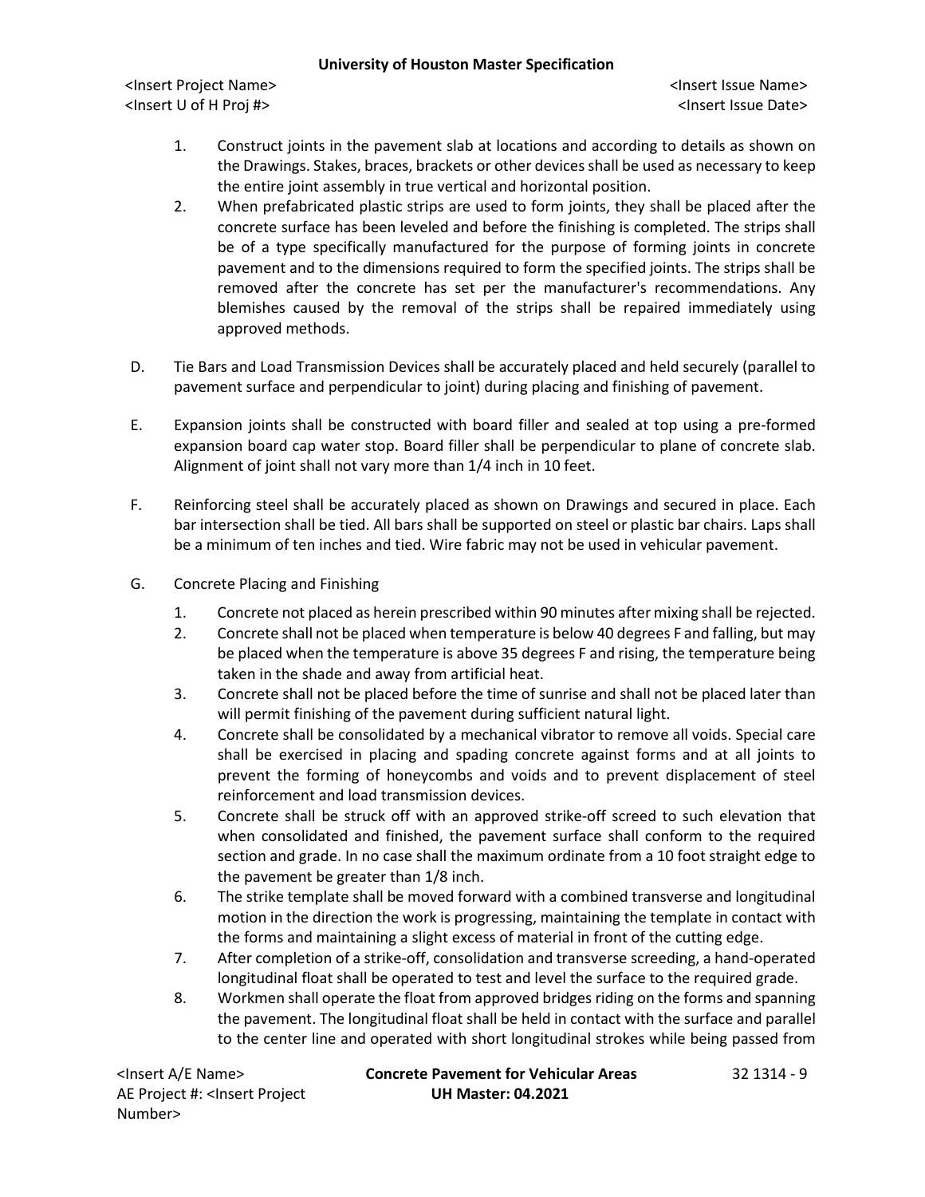1. Construct joints in the pavement slab at locations and according to details as shown on the Drawings. Stakes, braces, brackets or other devices shall be used as necessary to keep the entire joint assembly in true vertical and horizontal position.
2. When prefabricated plastic strips are used to form joints, they shall be placed after the concrete surface has been leveled and before the finishing is completed. The strips shall be of a type specifically manufactured for the purpose of forming joints in concrete pavement and to the dimensions required to form the specified joints. The strips shall be removed after the concrete has set per the manufacturer's recommendations. Any blemishes caused by the removal of the strips shall be repaired immediately using approved methods.

D. Tie Bars and Load Transmission Devices shall be accurately placed and held securely (parallel to pavement surface and perpendicular to joint) during placing and finishing of pavement.

E. Expansion joints shall be constructed with board filler and sealed at top using a pre-formed expansion board cap water stop. Board filler shall be perpendicular to plane of concrete slab. Alignment of joint shall not vary more than 1/4 inch in 10 feet.

F. Reinforcing steel shall be accurately placed as shown on Drawings and secured in place. Each bar intersection shall be tied. All bars shall be supported on steel or plastic bar chairs. Laps shall be a minimum of ten inches and tied. Wire fabric may not be used in vehicular pavement.

G. Concrete Placing and Finishing

1. Concrete not placed as herein prescribed within 90 minutes after mixing shall be rejected.
2. Concrete shall not be placed when temperature is below 40 degrees F and falling, but may be placed when the temperature is above 35 degrees F and rising, the temperature being taken in the shade and away from artificial heat.
3. Concrete shall not be placed before the time of sunrise and shall not be placed later than will permit finishing of the pavement during sufficient natural light.
4. Concrete shall be consolidated by a mechanical vibrator to remove all voids. Special care shall be exercised in placing and spading concrete against forms and at all joints to prevent the forming of honeycombs and voids and to prevent displacement of steel reinforcement and load transmission devices.
5. Concrete shall be struck off with an approved strike-off screed to such elevation that when consolidated and finished, the pavement surface shall conform to the required section and grade. In no case shall the maximum ordinate from a 10 foot straight edge to the pavement be greater than 1/8 inch.
6. The strike template shall be moved forward with a combined transverse and longitudinal motion in the direction the work is progressing, maintaining the template in contact with the forms and maintaining a slight excess of material in front of the cutting edge.
7. After completion of a strike-off, consolidation and transverse screeding, a hand-operated longitudinal float shall be operated to test and level the surface to the required grade.
8. Workmen shall operate the float from approved bridges riding on the forms and spanning the pavement. The longitudinal float shall be held in contact with the surface and parallel to the center line and operated with short longitudinal strokes while being passed from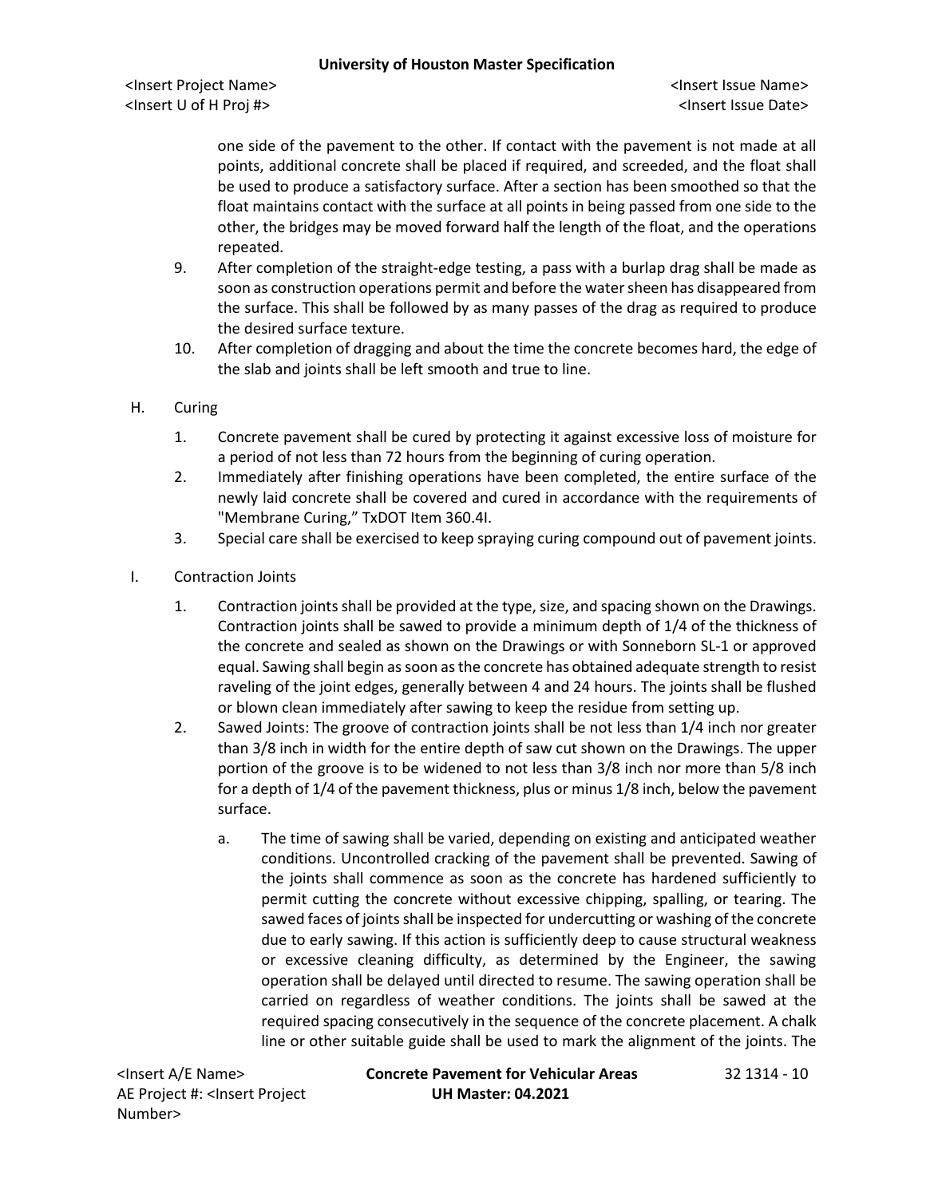one side of the pavement to the other. If contact with the pavement is not made at all points, additional concrete shall be placed if required, and screeded, and the float shall be used to produce a satisfactory surface. After a section has been smoothed so that the float maintains contact with the surface at all points in being passed from one side to the other, the bridges may be moved forward half the length of the float, and the operations repeated.

9. After completion of the straight-edge testing, a pass with a burlap drag shall be made as soon as construction operations permit and before the water sheen has disappeared from the surface. This shall be followed by as many passes of the drag as required to produce the desired surface texture.
10. After completion of dragging and about the time the concrete becomes hard, the edge of the slab and joints shall be left smooth and true to line.

H. Curing

1. Concrete pavement shall be cured by protecting it against excessive loss of moisture for a period of not less than 72 hours from the beginning of curing operation.
2. Immediately after finishing operations have been completed, the entire surface of the newly laid concrete shall be covered and cured in accordance with the requirements of "Membrane Curing," TxDOT Item 360.4I.
3. Special care shall be exercised to keep spraying curing compound out of pavement joints.

I. Contraction Joints

1. Contraction joints shall be provided at the type, size, and spacing shown on the Drawings. Contraction joints shall be sawed to provide a minimum depth of 1/4 of the thickness of the concrete and sealed as shown on the Drawings or with Sonneborn SL-1 or approved equal. Sawing shall begin as soon as the concrete has obtained adequate strength to resist raveling of the joint edges, generally between 4 and 24 hours. The joints shall be flushed or blown clean immediately after sawing to keep the residue from setting up.
2. Sawed Joints: The groove of contraction joints shall be not less than 1/4 inch nor greater than 3/8 inch in width for the entire depth of saw cut shown on the Drawings. The upper portion of the groove is to be widened to not less than 3/8 inch nor more than 5/8 inch for a depth of 1/4 of the pavement thickness, plus or minus 1/8 inch, below the pavement surface.
   a. The time of sawing shall be varied, depending on existing and anticipated weather conditions. Uncontrolled cracking of the pavement shall be prevented. Sawing of the joints shall commence as soon as the concrete has hardened sufficiently to permit cutting the concrete without excessive chipping, spalling, or tearing. The sawed faces of joints shall be inspected for undercutting or washing of the concrete due to early sawing. If this action is sufficiently deep to cause structural weakness or excessive cleaning difficulty, as determined by the Engineer, the sawing operation shall be delayed until directed to resume. The sawing operation shall be carried on regardless of weather conditions. The joints shall be sawed at the required spacing consecutively in the sequence of the concrete placement. A chalk line or other suitable guide shall be used to mark the alignment of the joints. The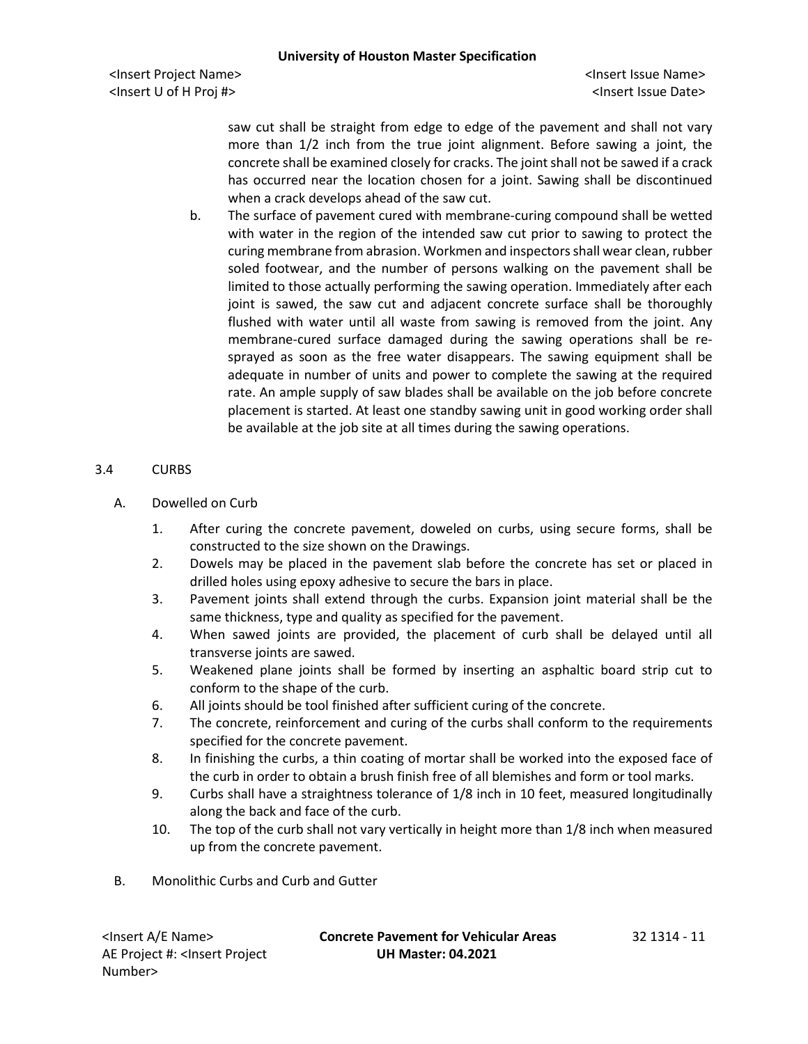saw cut shall be straight from edge to edge of the pavement and shall not vary more than 1/2 inch from the true joint alignment. Before sawing a joint, the concrete shall be examined closely for cracks. The joint shall not be sawed if a crack has occurred near the location chosen for a joint. Sawing shall be discontinued when a crack develops ahead of the saw cut.

b. The surface of pavement cured with membrane-curing compound shall be wetted with water in the region of the intended saw cut prior to sawing to protect the curing membrane from abrasion. Workmen and inspectors shall wear clean, rubber soled footwear, and the number of persons walking on the pavement shall be limited to those actually performing the sawing operation. Immediately after each joint is sawed, the saw cut and adjacent concrete surface shall be thoroughly flushed with water until all waste from sawing is removed from the joint. Any membrane-cured surface damaged during the sawing operations shall be re-sprayed as soon as the free water disappears. The sawing equipment shall be adequate in number of units and power to complete the sawing at the required rate. An ample supply of saw blades shall be available on the job before concrete placement is started. At least one standby sawing unit in good working order shall be available at the job site at all times during the sawing operations.

## 3.4 CURBS

A. Dowelled on Curb

1. After curing the concrete pavement, doweled on curbs, using secure forms, shall be constructed to the size shown on the Drawings.
2. Dowels may be placed in the pavement slab before the concrete has set or placed in drilled holes using epoxy adhesive to secure the bars in place.
3. Pavement joints shall extend through the curbs. Expansion joint material shall be the same thickness, type and quality as specified for the pavement.
4. When sawed joints are provided, the placement of curb shall be delayed until all transverse joints are sawed.
5. Weakened plane joints shall be formed by inserting an asphaltic board strip cut to conform to the shape of the curb.
6. All joints should be tool finished after sufficient curing of the concrete.
7. The concrete, reinforcement and curing of the curbs shall conform to the requirements specified for the concrete pavement.
8. In finishing the curbs, a thin coating of mortar shall be worked into the exposed face of the curb in order to obtain a brush finish free of all blemishes and form or tool marks.
9. Curbs shall have a straightness tolerance of 1/8 inch in 10 feet, measured longitudinally along the back and face of the curb.
10. The top of the curb shall not vary vertically in height more than 1/8 inch when measured up from the concrete pavement.

B. Monolithic Curbs and Curb and Gutter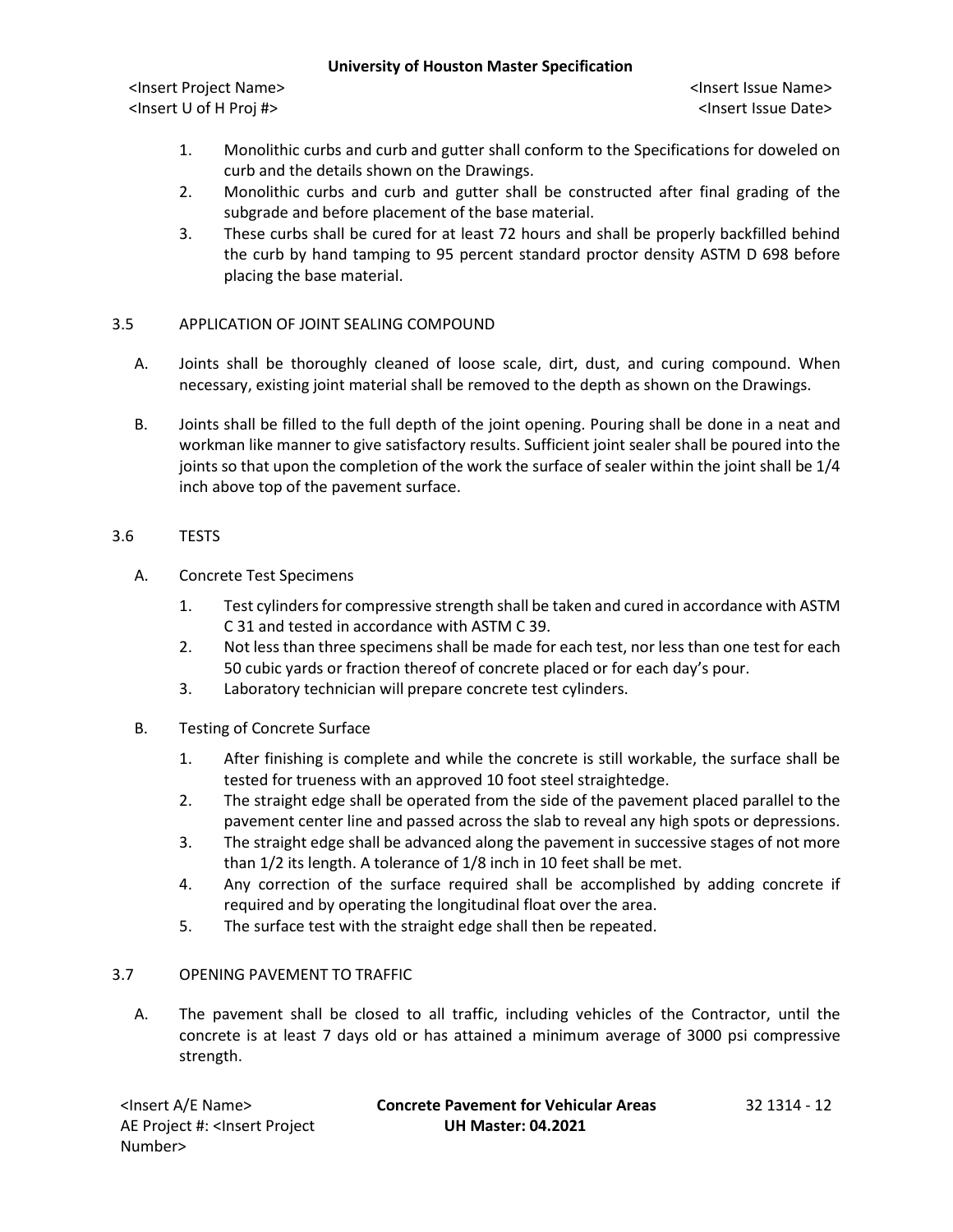1. Monolithic curbs and curb and gutter shall conform to the Specifications for doweled on curb and the details shown on the Drawings.
2. Monolithic curbs and curb and gutter shall be constructed after final grading of the subgrade and before placement of the base material.
3. These curbs shall be cured for at least 72 hours and shall be properly backfilled behind the curb by hand tamping to 95 percent standard proctor density ASTM D 698 before placing the base material.

## 3.5 APPLICATION OF JOINT SEALING COMPOUND

A. Joints shall be thoroughly cleaned of loose scale, dirt, dust, and curing compound. When necessary, existing joint material shall be removed to the depth as shown on the Drawings.

B. Joints shall be filled to the full depth of the joint opening. Pouring shall be done in a neat and workman like manner to give satisfactory results. Sufficient joint sealer shall be poured into the joints so that upon the completion of the work the surface of sealer within the joint shall be 1/4 inch above top of the pavement surface.

## 3.6 TESTS

A. Concrete Test Specimens

1. Test cylinders for compressive strength shall be taken and cured in accordance with ASTM C 31 and tested in accordance with ASTM C 39.
2. Not less than three specimens shall be made for each test, nor less than one test for each 50 cubic yards or fraction thereof of concrete placed or for each day's pour.
3. Laboratory technician will prepare concrete test cylinders.

B. Testing of Concrete Surface

1. After finishing is complete and while the concrete is still workable, the surface shall be tested for trueness with an approved 10 foot steel straightedge.
2. The straight edge shall be operated from the side of the pavement placed parallel to the pavement center line and passed across the slab to reveal any high spots or depressions.
3. The straight edge shall be advanced along the pavement in successive stages of not more than 1/2 its length. A tolerance of 1/8 inch in 10 feet shall be met.
4. Any correction of the surface required shall be accomplished by adding concrete if required and by operating the longitudinal float over the area.
5. The surface test with the straight edge shall then be repeated.

## 3.7 OPENING PAVEMENT TO TRAFFIC

A. The pavement shall be closed to all traffic, including vehicles of the Contractor, until the concrete is at least 7 days old or has attained a minimum average of 3000 psi compressive strength.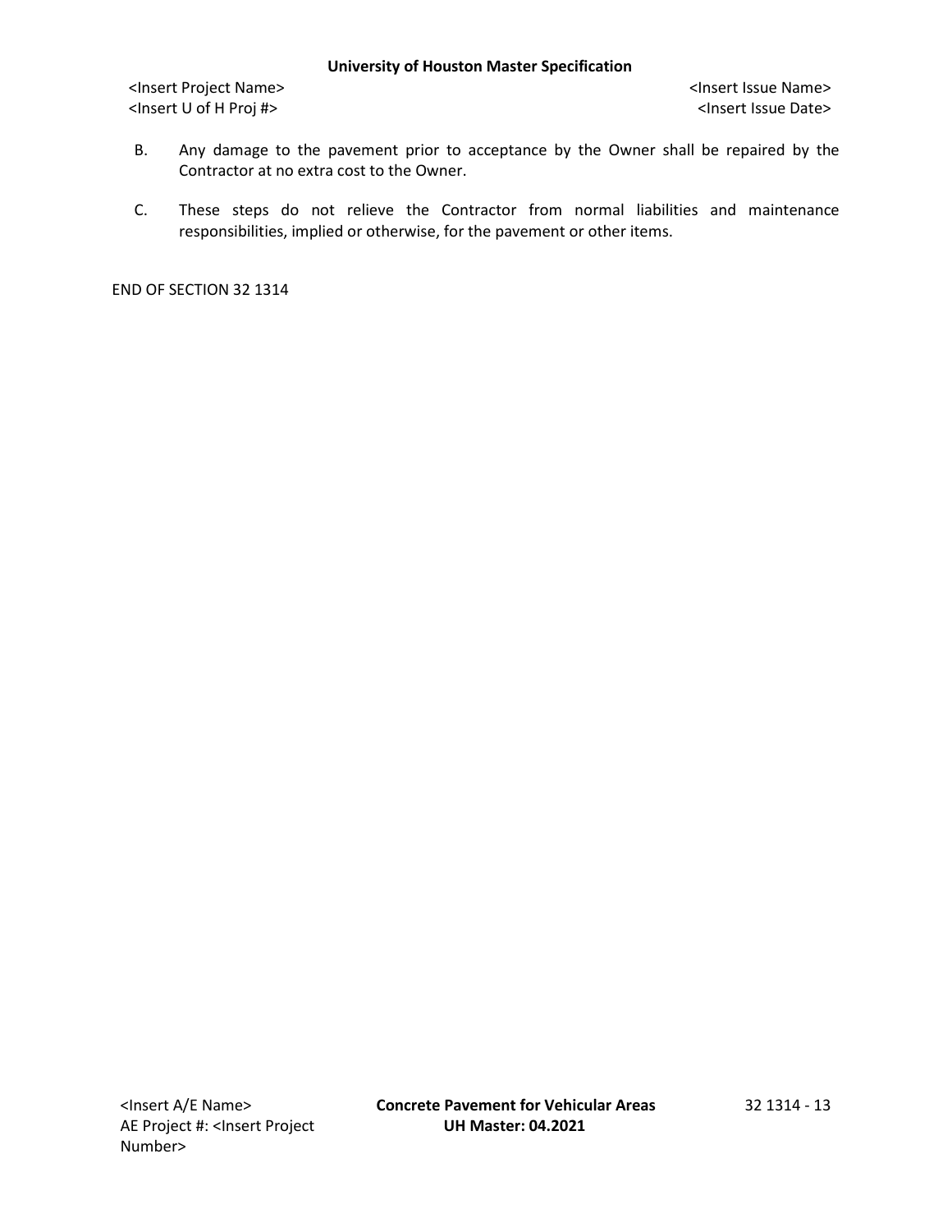B. Any damage to the pavement prior to acceptance by the Owner shall be repaired by the Contractor at no extra cost to the Owner.

C. These steps do not relieve the Contractor from normal liabilities and maintenance responsibilities, implied or otherwise, for the pavement or other items.

END OF SECTION 32 1314